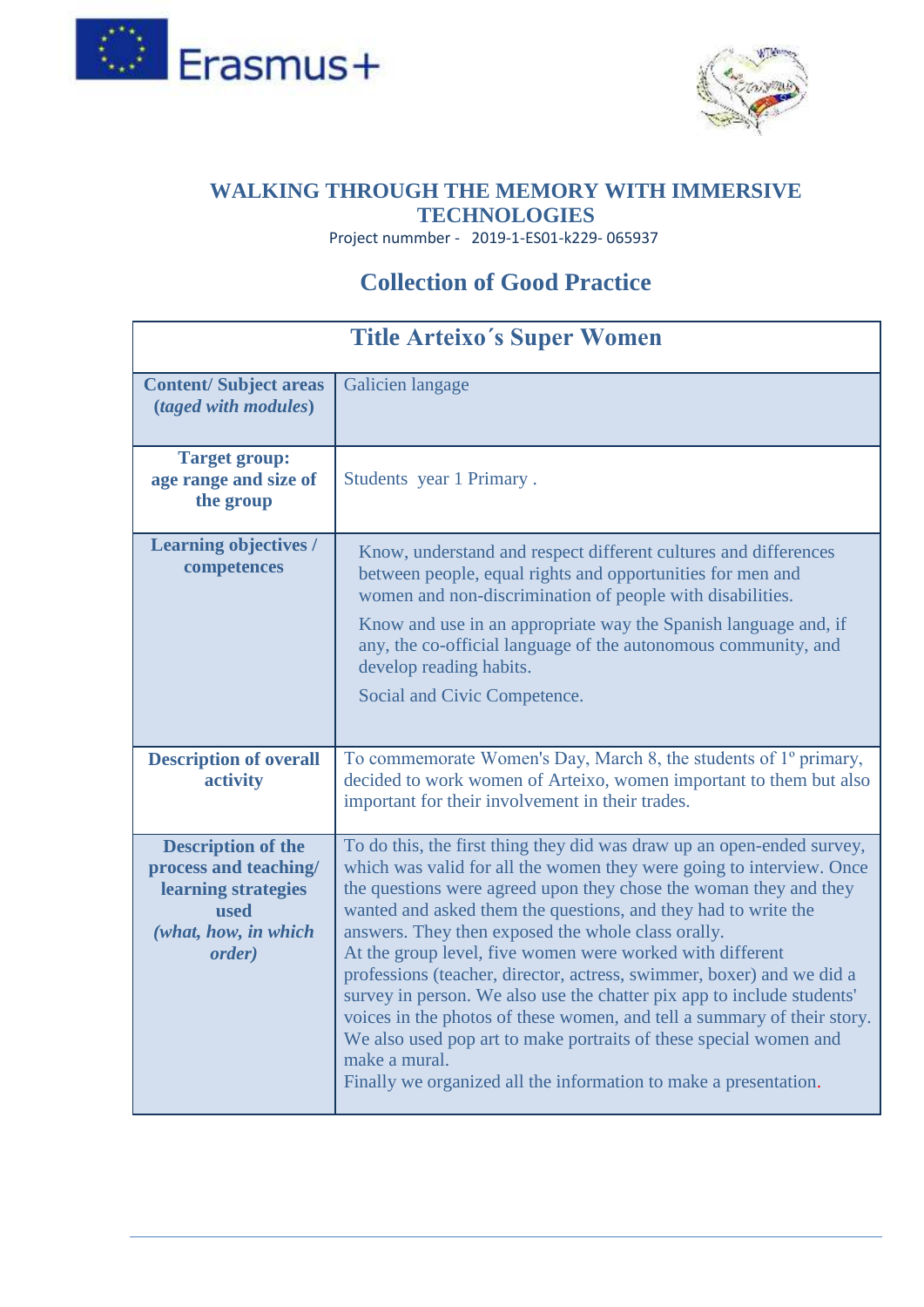# WALKING THROUGH THE MEMORY WITH IMMERSIVE TECHNOLOGIES

Project nummber - 2019-1-ES01-k229- 065937

## Collection of Good Practice

| Title Arteixo´s Super Women | |
|---|---|
| **Content/ Subject areas (*taged with modules*)** | Galicien langage |
| **Target group: age range and size of the group** | Students year 1 Primary . |
| **Learning objectives / competences** | Know, understand and respect different cultures and differences between people, equal rights and opportunities for men and women and non-discrimination of people with disabilities.<br><br>Know and use in an appropriate way the Spanish language and, if any, the co-official language of the autonomous community, and develop reading habits.<br><br>Social and Civic Competence. |
| **Description of overall activity** | To commemorate Women's Day, March 8, the students of 1º primary, decided to work women of Arteixo, women important to them but also important for their involvement in their trades. |
| **Description of the process and teaching/ learning strategies used *(what, how, in which order)*** | To do this, the first thing they did was draw up an open-ended survey, which was valid for all the women they were going to interview. Once the questions were agreed upon they chose the woman they and they wanted and asked them the questions, and they had to write the answers. They then exposed the whole class orally.<br>At the group level, five women were worked with different professions (teacher, director, actress, swimmer, boxer) and we did a survey in person. We also use the chatter pix app to include students' voices in the photos of these women, and tell a summary of their story. We also used pop art to make portraits of these special women and make a mural.<br>Finally we organized all the information to make a presentation. |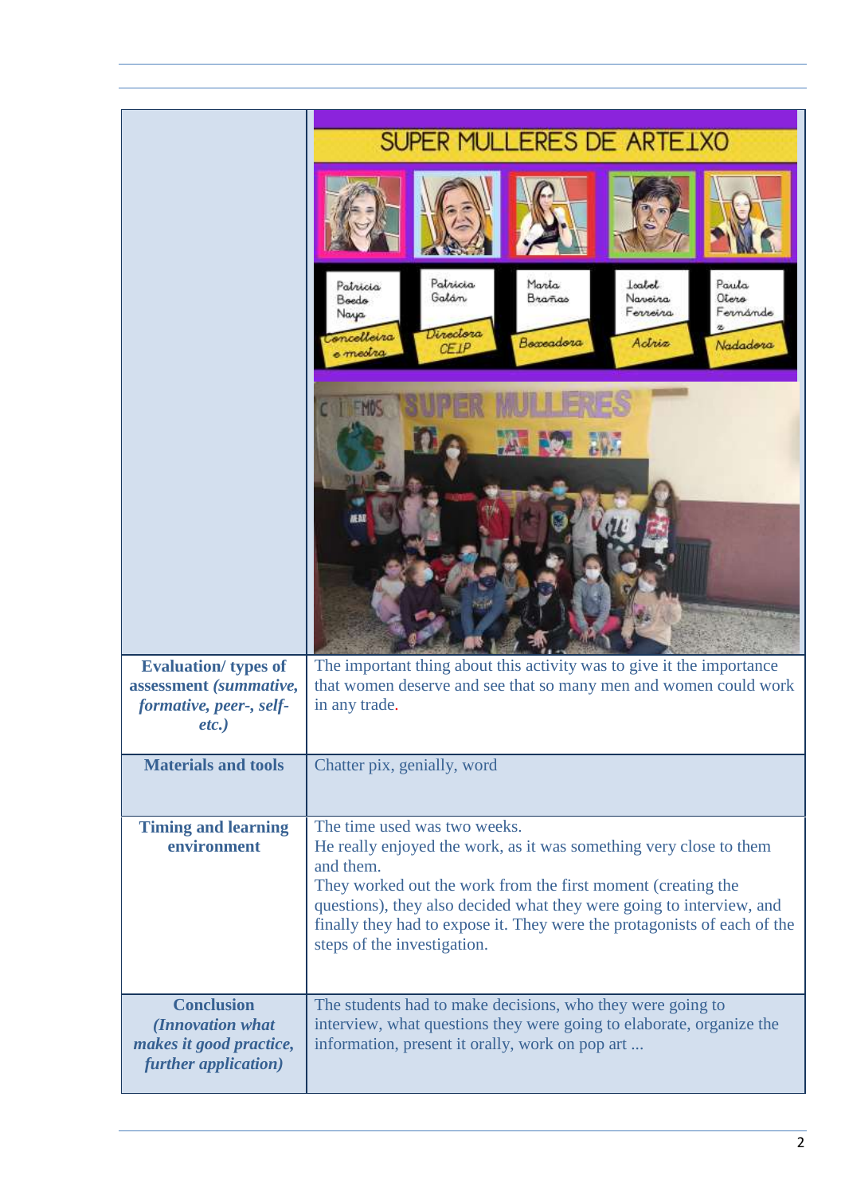| | |
|---|---|
| | |
| **Evaluation/ types of assessment *(summative, formative, peer-, self- etc.)*** | The important thing about this activity was to give it the importance that women deserve and see that so many men and women could work in any trade. |
| **Materials and tools** | Chatter pix, genially, word |
| **Timing and learning environment** | The time used was two weeks.<br>He really enjoyed the work, as it was something very close to them and them.<br>They worked out the work from the first moment (creating the questions), they also decided what they were going to interview, and finally they had to expose it. They were the protagonists of each of the steps of the investigation. |
| **Conclusion *(Innovation what makes it good practice, further application)*** | The students had to make decisions, who they were going to interview, what questions they were going to elaborate, organize the information, present it orally, work on pop art ... |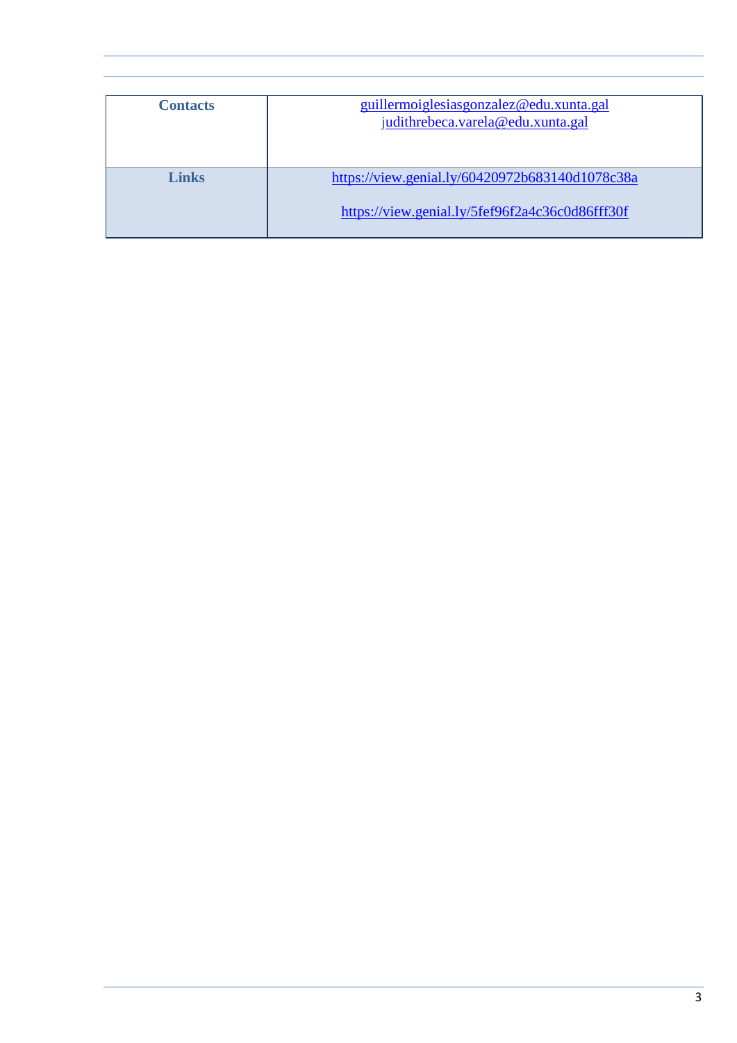| | |
|---|---|
| **Contacts** | guillermoiglesiasgonzalez@edu.xunta.gal<br>judithrebeca.varela@edu.xunta.gal |
| **Links** | https://view.genial.ly/60420972b683140d1078c38a<br><br>https://view.genial.ly/5fef96f2a4c36c0d86fff30f |